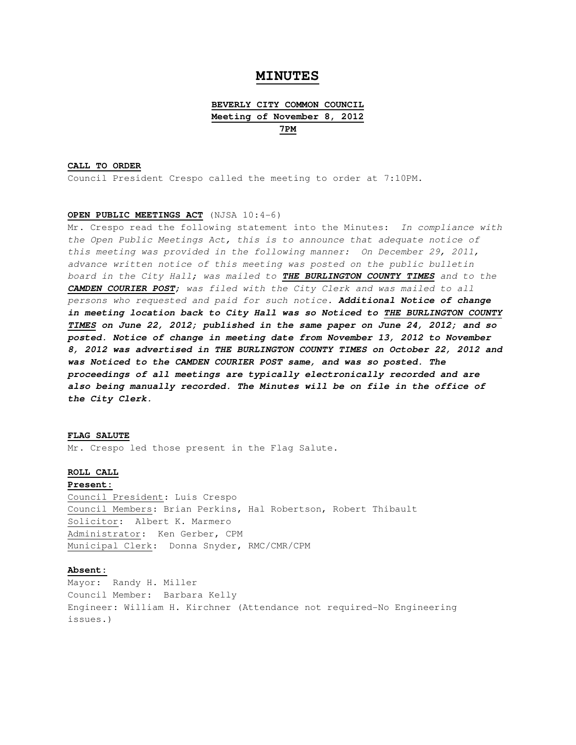# MINUTES

## BEVERLY CITY COMMON COUNCIL
## Meeting of November 8, 2012
## 7PM

**CALL TO ORDER**

Council President Crespo called the meeting to order at 7:10PM.

**OPEN PUBLIC MEETINGS ACT** (NJSA 10:4-6)

Mr. Crespo read the following statement into the Minutes: *In compliance with the Open Public Meetings Act, this is to announce that adequate notice of this meeting was provided in the following manner: On December 29, 2011, advance written notice of this meeting was posted on the public bulletin board in the City Hall; was mailed to* ***THE BURLINGTON COUNTY TIMES*** *and to the* ***CAMDEN COURIER POST****; was filed with the City Clerk and was mailed to all persons who requested and paid for such notice.* ***Additional Notice of change in meeting location back to City Hall was so Noticed to THE BURLINGTON COUNTY TIMES on June 22, 2012; published in the same paper on June 24, 2012; and so posted. Notice of change in meeting date from November 13, 2012 to November 8, 2012 was advertised in THE BURLINGTON COUNTY TIMES on October 22, 2012 and was Noticed to the CAMDEN COURIER POST same, and was so posted. The proceedings of all meetings are typically electronically recorded and are also being manually recorded. The Minutes will be on file in the office of the City Clerk.***

**FLAG SALUTE**

Mr. Crespo led those present in the Flag Salute.

**ROLL CALL**

**Present:**

Council President: Luis Crespo
Council Members: Brian Perkins, Hal Robertson, Robert Thibault
Solicitor: Albert K. Marmero
Administrator: Ken Gerber, CPM
Municipal Clerk: Donna Snyder, RMC/CMR/CPM

**Absent:**

Mayor: Randy H. Miller
Council Member: Barbara Kelly
Engineer: William H. Kirchner (Attendance not required-No Engineering issues.)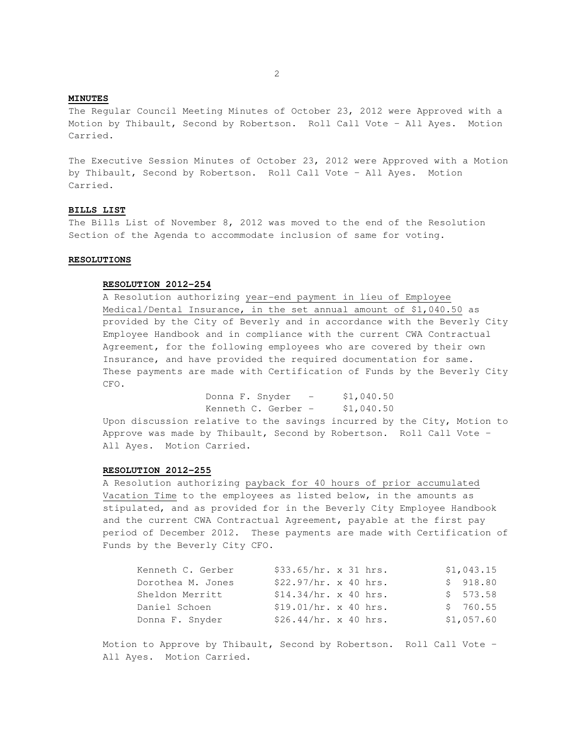**MINUTES**

The Regular Council Meeting Minutes of October 23, 2012 were Approved with a Motion by Thibault, Second by Robertson. Roll Call Vote – All Ayes. Motion Carried.

The Executive Session Minutes of October 23, 2012 were Approved with a Motion by Thibault, Second by Robertson. Roll Call Vote – All Ayes. Motion Carried.

**BILLS LIST**

The Bills List of November 8, 2012 was moved to the end of the Resolution Section of the Agenda to accommodate inclusion of same for voting.

**RESOLUTIONS**

**RESOLUTION 2012-254**

A Resolution authorizing year-end payment in lieu of Employee Medical/Dental Insurance, in the set annual amount of $1,040.50 as provided by the City of Beverly and in accordance with the Beverly City Employee Handbook and in compliance with the current CWA Contractual Agreement, for the following employees who are covered by their own Insurance, and have provided the required documentation for same. These payments are made with Certification of Funds by the Beverly City CFO.

Donna F. Snyder – $1,040.50
Kenneth C. Gerber – $1,040.50

Upon discussion relative to the savings incurred by the City, Motion to Approve was made by Thibault, Second by Robertson. Roll Call Vote – All Ayes. Motion Carried.

**RESOLUTION 2012-255**

A Resolution authorizing payback for 40 hours of prior accumulated Vacation Time to the employees as listed below, in the amounts as stipulated, and as provided for in the Beverly City Employee Handbook and the current CWA Contractual Agreement, payable at the first pay period of December 2012. These payments are made with Certification of Funds by the Beverly City CFO.

| Employee | Rate x Hours | Amount |
|---|---|---|
| Kenneth C. Gerber | $33.65/hr. x 31 hrs. | $1,043.15 |
| Dorothea M. Jones | $22.97/hr. x 40 hrs. | $ 918.80 |
| Sheldon Merritt | $14.34/hr. x 40 hrs. | $ 573.58 |
| Daniel Schoen | $19.01/hr. x 40 hrs. | $ 760.55 |
| Donna F. Snyder | $26.44/hr. x 40 hrs. | $1,057.60 |

Motion to Approve by Thibault, Second by Robertson. Roll Call Vote – All Ayes. Motion Carried.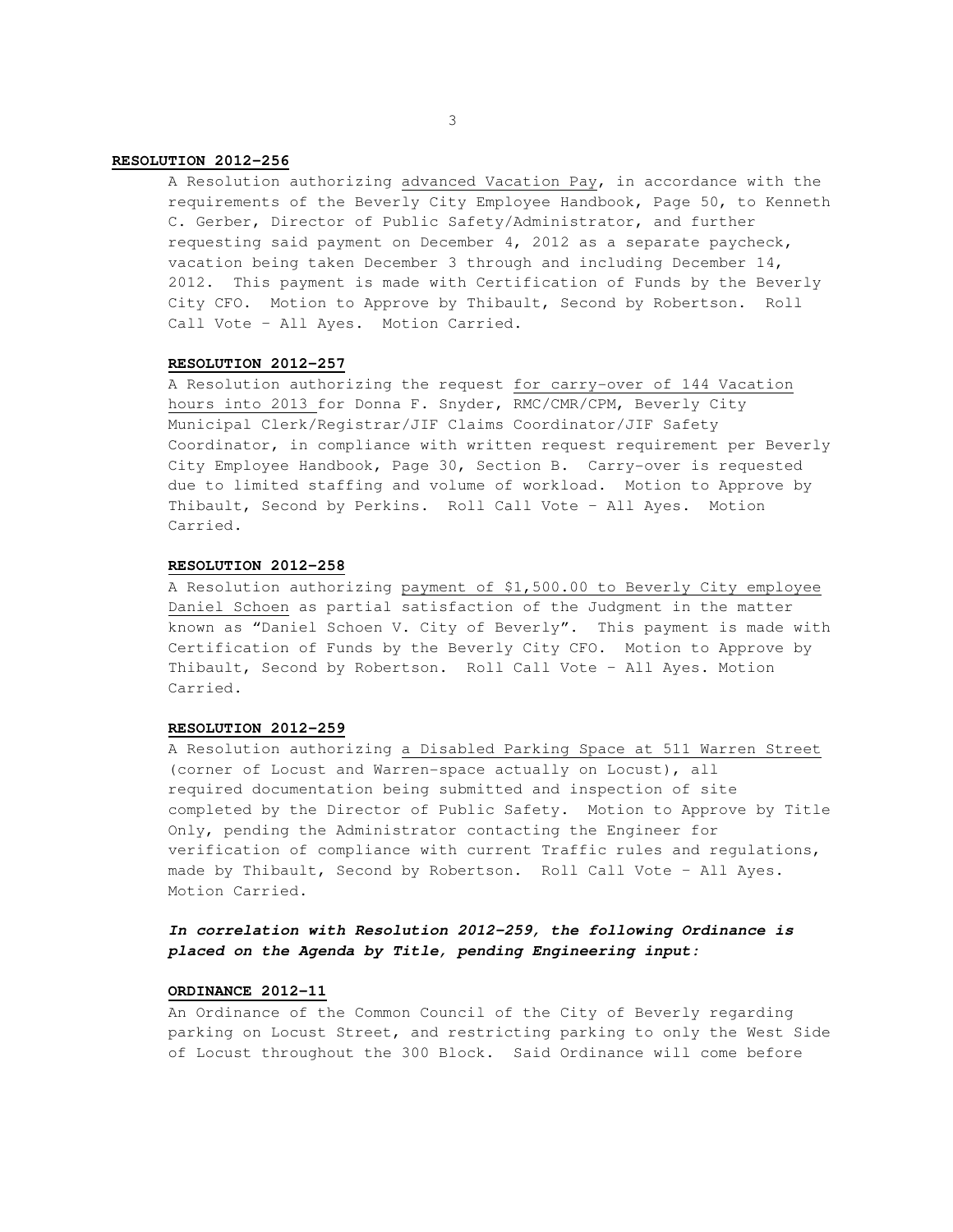**RESOLUTION 2012-256**

A Resolution authorizing advanced Vacation Pay, in accordance with the requirements of the Beverly City Employee Handbook, Page 50, to Kenneth C. Gerber, Director of Public Safety/Administrator, and further requesting said payment on December 4, 2012 as a separate paycheck, vacation being taken December 3 through and including December 14, 2012. This payment is made with Certification of Funds by the Beverly City CFO. Motion to Approve by Thibault, Second by Robertson. Roll Call Vote – All Ayes. Motion Carried.

**RESOLUTION 2012-257**

A Resolution authorizing the request for carry-over of 144 Vacation hours into 2013 for Donna F. Snyder, RMC/CMR/CPM, Beverly City Municipal Clerk/Registrar/JIF Claims Coordinator/JIF Safety Coordinator, in compliance with written request requirement per Beverly City Employee Handbook, Page 30, Section B. Carry-over is requested due to limited staffing and volume of workload. Motion to Approve by Thibault, Second by Perkins. Roll Call Vote – All Ayes. Motion Carried.

**RESOLUTION 2012-258**

A Resolution authorizing payment of $1,500.00 to Beverly City employee Daniel Schoen as partial satisfaction of the Judgment in the matter known as "Daniel Schoen V. City of Beverly". This payment is made with Certification of Funds by the Beverly City CFO. Motion to Approve by Thibault, Second by Robertson. Roll Call Vote – All Ayes. Motion Carried.

**RESOLUTION 2012-259**

A Resolution authorizing a Disabled Parking Space at 511 Warren Street (corner of Locust and Warren-space actually on Locust), all required documentation being submitted and inspection of site completed by the Director of Public Safety. Motion to Approve by Title Only, pending the Administrator contacting the Engineer for verification of compliance with current Traffic rules and regulations, made by Thibault, Second by Robertson. Roll Call Vote – All Ayes. Motion Carried.

***In correlation with Resolution 2012-259, the following Ordinance is placed on the Agenda by Title, pending Engineering input:***

**ORDINANCE 2012-11**

An Ordinance of the Common Council of the City of Beverly regarding parking on Locust Street, and restricting parking to only the West Side of Locust throughout the 300 Block. Said Ordinance will come before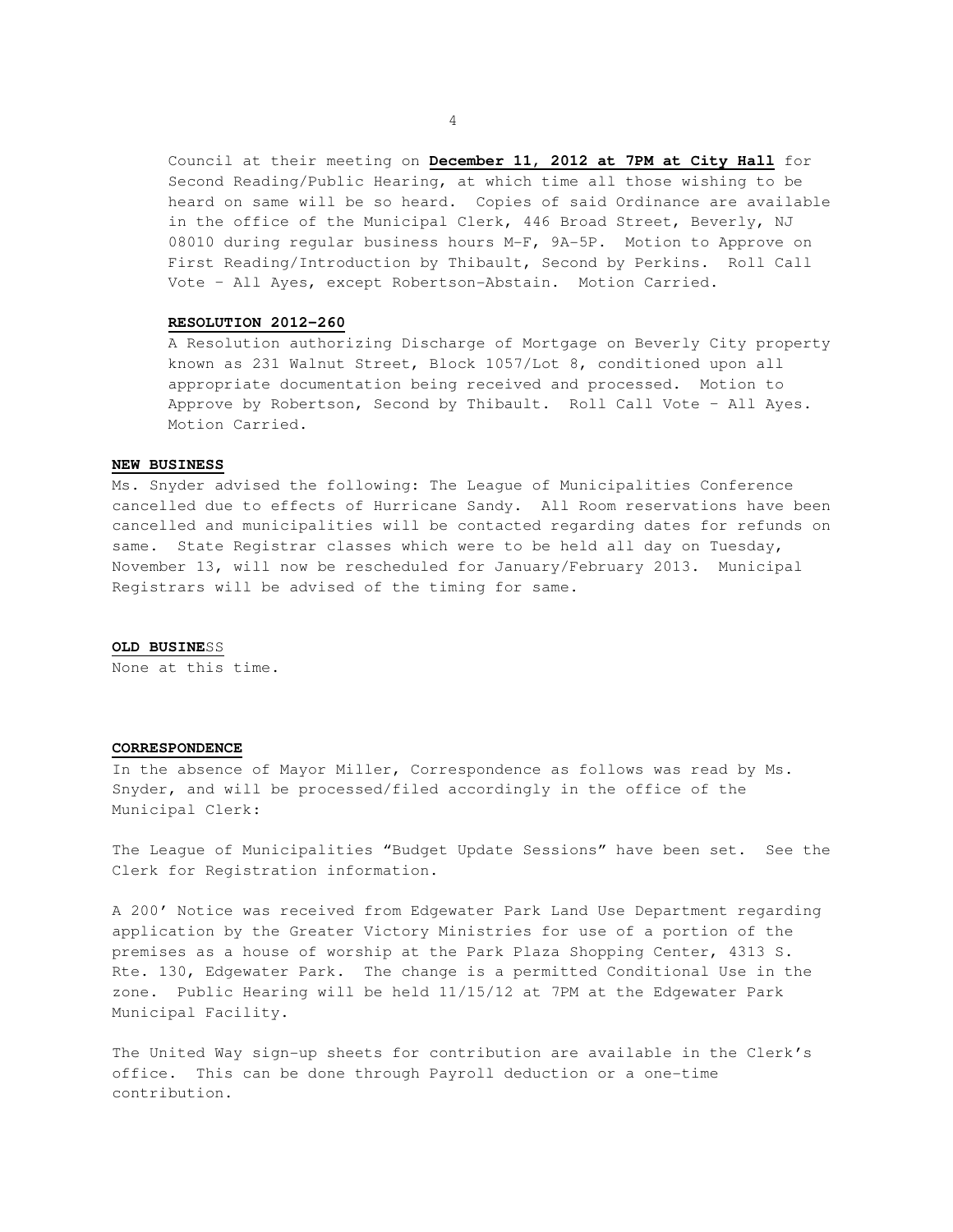Council at their meeting on **December 11, 2012 at 7PM at City Hall** for Second Reading/Public Hearing, at which time all those wishing to be heard on same will be so heard. Copies of said Ordinance are available in the office of the Municipal Clerk, 446 Broad Street, Beverly, NJ 08010 during regular business hours M-F, 9A-5P. Motion to Approve on First Reading/Introduction by Thibault, Second by Perkins. Roll Call Vote – All Ayes, except Robertson-Abstain. Motion Carried.

**RESOLUTION 2012-260**

A Resolution authorizing Discharge of Mortgage on Beverly City property known as 231 Walnut Street, Block 1057/Lot 8, conditioned upon all appropriate documentation being received and processed. Motion to Approve by Robertson, Second by Thibault. Roll Call Vote – All Ayes. Motion Carried.

**NEW BUSINESS**

Ms. Snyder advised the following: The League of Municipalities Conference cancelled due to effects of Hurricane Sandy. All Room reservations have been cancelled and municipalities will be contacted regarding dates for refunds on same. State Registrar classes which were to be held all day on Tuesday, November 13, will now be rescheduled for January/February 2013. Municipal Registrars will be advised of the timing for same.

**OLD BUSINESS**

None at this time.

**CORRESPONDENCE**

In the absence of Mayor Miller, Correspondence as follows was read by Ms. Snyder, and will be processed/filed accordingly in the office of the Municipal Clerk:

The League of Municipalities "Budget Update Sessions" have been set. See the Clerk for Registration information.

A 200' Notice was received from Edgewater Park Land Use Department regarding application by the Greater Victory Ministries for use of a portion of the premises as a house of worship at the Park Plaza Shopping Center, 4313 S. Rte. 130, Edgewater Park. The change is a permitted Conditional Use in the zone. Public Hearing will be held 11/15/12 at 7PM at the Edgewater Park Municipal Facility.

The United Way sign-up sheets for contribution are available in the Clerk's office. This can be done through Payroll deduction or a one-time contribution.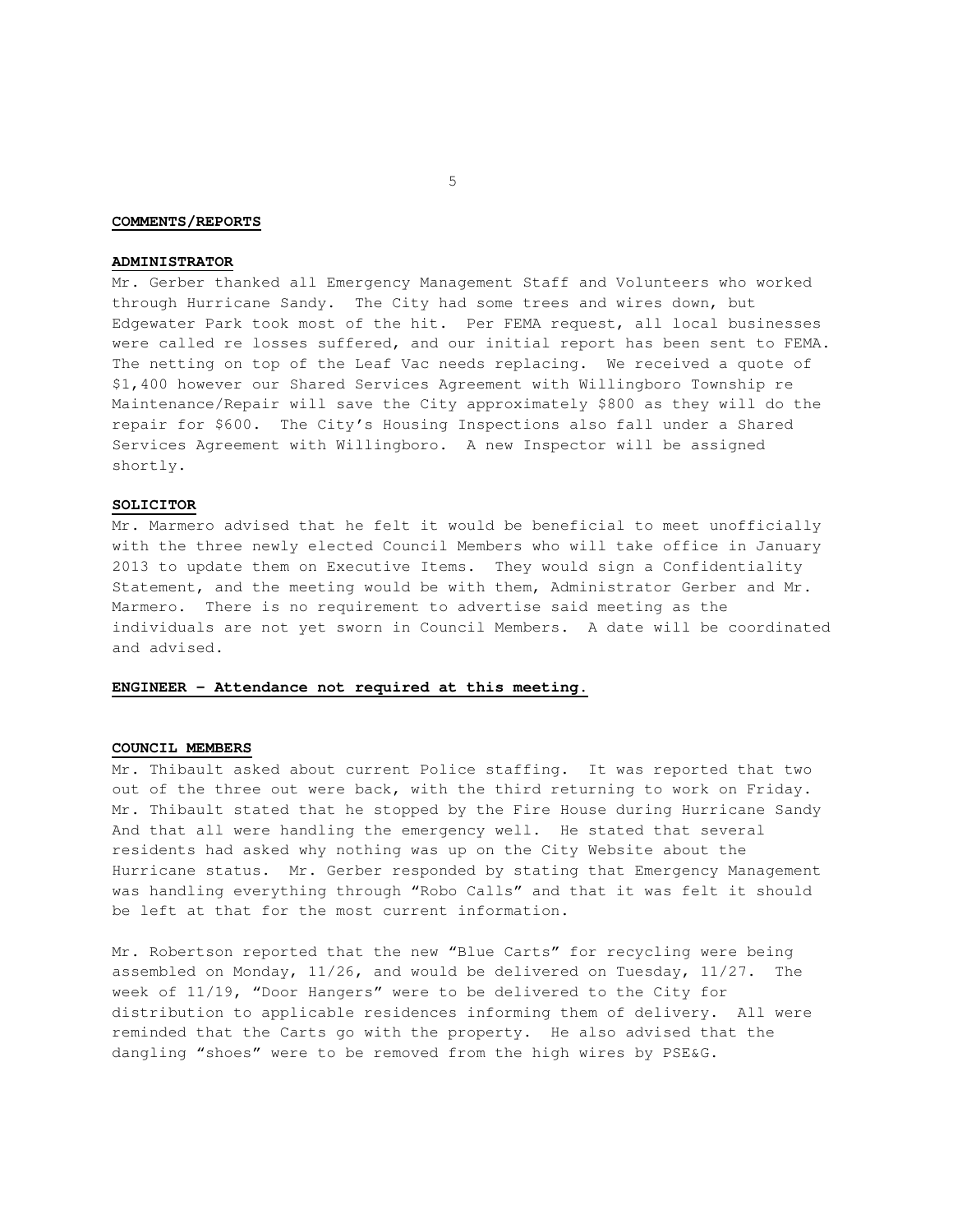**COMMENTS/REPORTS**

**ADMINISTRATOR**

Mr. Gerber thanked all Emergency Management Staff and Volunteers who worked through Hurricane Sandy. The City had some trees and wires down, but Edgewater Park took most of the hit. Per FEMA request, all local businesses were called re losses suffered, and our initial report has been sent to FEMA. The netting on top of the Leaf Vac needs replacing. We received a quote of $1,400 however our Shared Services Agreement with Willingboro Township re Maintenance/Repair will save the City approximately $800 as they will do the repair for $600. The City's Housing Inspections also fall under a Shared Services Agreement with Willingboro. A new Inspector will be assigned shortly.

**SOLICITOR**

Mr. Marmero advised that he felt it would be beneficial to meet unofficially with the three newly elected Council Members who will take office in January 2013 to update them on Executive Items. They would sign a Confidentiality Statement, and the meeting would be with them, Administrator Gerber and Mr. Marmero. There is no requirement to advertise said meeting as the individuals are not yet sworn in Council Members. A date will be coordinated and advised.

**ENGINEER – Attendance not required at this meeting.**

**COUNCIL MEMBERS**

Mr. Thibault asked about current Police staffing. It was reported that two out of the three out were back, with the third returning to work on Friday. Mr. Thibault stated that he stopped by the Fire House during Hurricane Sandy And that all were handling the emergency well. He stated that several residents had asked why nothing was up on the City Website about the Hurricane status. Mr. Gerber responded by stating that Emergency Management was handling everything through "Robo Calls" and that it was felt it should be left at that for the most current information.

Mr. Robertson reported that the new "Blue Carts" for recycling were being assembled on Monday, 11/26, and would be delivered on Tuesday, 11/27. The week of 11/19, "Door Hangers" were to be delivered to the City for distribution to applicable residences informing them of delivery. All were reminded that the Carts go with the property. He also advised that the dangling "shoes" were to be removed from the high wires by PSE&G.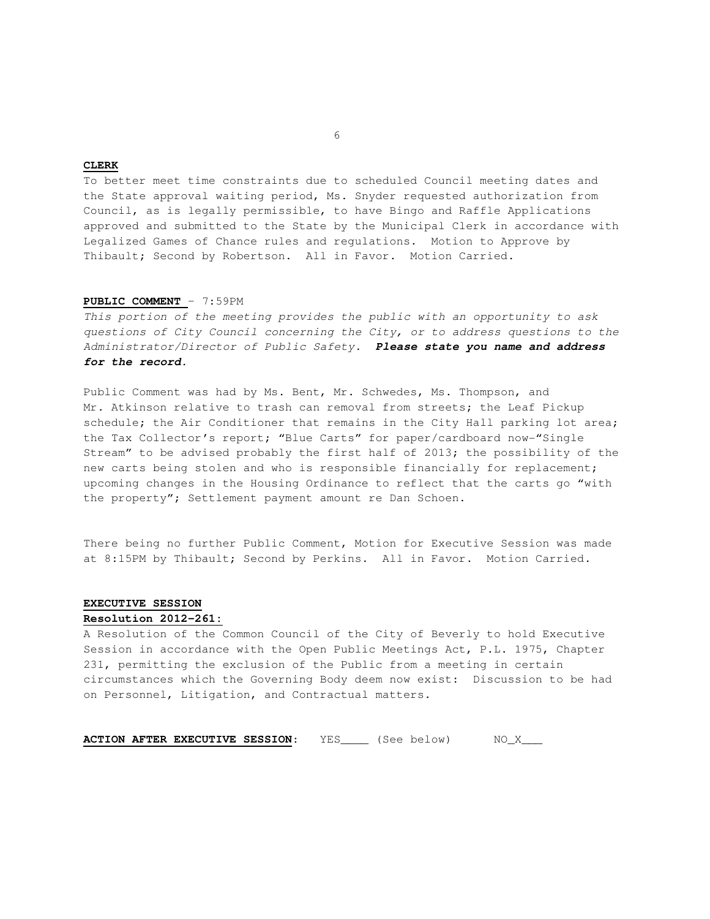**CLERK**

To better meet time constraints due to scheduled Council meeting dates and the State approval waiting period, Ms. Snyder requested authorization from Council, as is legally permissible, to have Bingo and Raffle Applications approved and submitted to the State by the Municipal Clerk in accordance with Legalized Games of Chance rules and regulations. Motion to Approve by Thibault; Second by Robertson. All in Favor. Motion Carried.

**PUBLIC COMMENT** – 7:59PM

*This portion of the meeting provides the public with an opportunity to ask questions of City Council concerning the City, or to address questions to the Administrator/Director of Public Safety.* ***Please state you name and address for the record.***

Public Comment was had by Ms. Bent, Mr. Schwedes, Ms. Thompson, and Mr. Atkinson relative to trash can removal from streets; the Leaf Pickup schedule; the Air Conditioner that remains in the City Hall parking lot area; the Tax Collector's report; "Blue Carts" for paper/cardboard now–"Single Stream" to be advised probably the first half of 2013; the possibility of the new carts being stolen and who is responsible financially for replacement; upcoming changes in the Housing Ordinance to reflect that the carts go "with the property"; Settlement payment amount re Dan Schoen.

There being no further Public Comment, Motion for Executive Session was made at 8:15PM by Thibault; Second by Perkins. All in Favor. Motion Carried.

**EXECUTIVE SESSION**

**Resolution 2012-261:**

A Resolution of the Common Council of the City of Beverly to hold Executive Session in accordance with the Open Public Meetings Act, P.L. 1975, Chapter 231, permitting the exclusion of the Public from a meeting in certain circumstances which the Governing Body deem now exist: Discussion to be had on Personnel, Litigation, and Contractual matters.

**ACTION AFTER EXECUTIVE SESSION**: YES____ (See below) NO_X___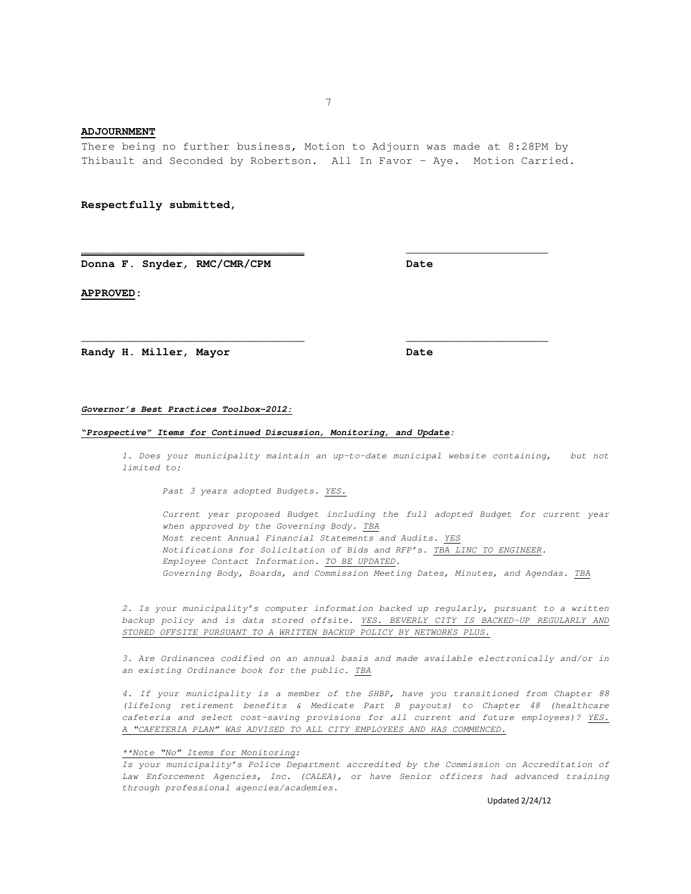**ADJOURNMENT**

There being no further business, Motion to Adjourn was made at 8:28PM by Thibault and Seconded by Robertson. All In Favor – Aye. Motion Carried.

**Respectfully submitted,**

___________________________________ ______________________

**Donna F. Snyder, RMC/CMR/CPM** **Date**

**APPROVED:**

___________________________________ ______________________

**Randy H. Miller, Mayor** **Date**

***Governor's Best Practices Toolbox-2012:***

***"Prospective" Items for Continued Discussion, Monitoring, and Update:***

*1. Does your municipality maintain an up-to-date municipal website containing, but not limited to:*

*Past 3 years adopted Budgets. YES.*

*Current year proposed Budget including the full adopted Budget for current year when approved by the Governing Body. TBA*
*Most recent Annual Financial Statements and Audits. YES*
*Notifications for Solicitation of Bids and RFP's. TBA LINC TO ENGINEER.*
*Employee Contact Information. TO BE UPDATED.*
*Governing Body, Boards, and Commission Meeting Dates, Minutes, and Agendas. TBA*

*2. Is your municipality's computer information backed up regularly, pursuant to a written backup policy and is data stored offsite. YES. BEVERLY CITY IS BACKED-UP REGULARLY AND STORED OFFSITE PURSUANT TO A WRITTEN BACKUP POLICY BY NETWORKS PLUS.*

*3. Are Ordinances codified on an annual basis and made available electronically and/or in an existing Ordinance book for the public. TBA*

*4. If your municipality is a member of the SHBP, have you transitioned from Chapter 88 (lifelong retirement benefits & Medicate Part B payouts) to Chapter 48 (healthcare cafeteria and select cost-saving provisions for all current and future employees)? YES. A "CAFETERIA PLAN" WAS ADVISED TO ALL CITY EMPLOYEES AND HAS COMMENCED.*

*\*\*Note "No" Items for Monitoring:*
*Is your municipality's Police Department accredited by the Commission on Accreditation of Law Enforcement Agencies, Inc. (CALEA), or have Senior officers had advanced training through professional agencies/academies.*

Updated 2/24/12